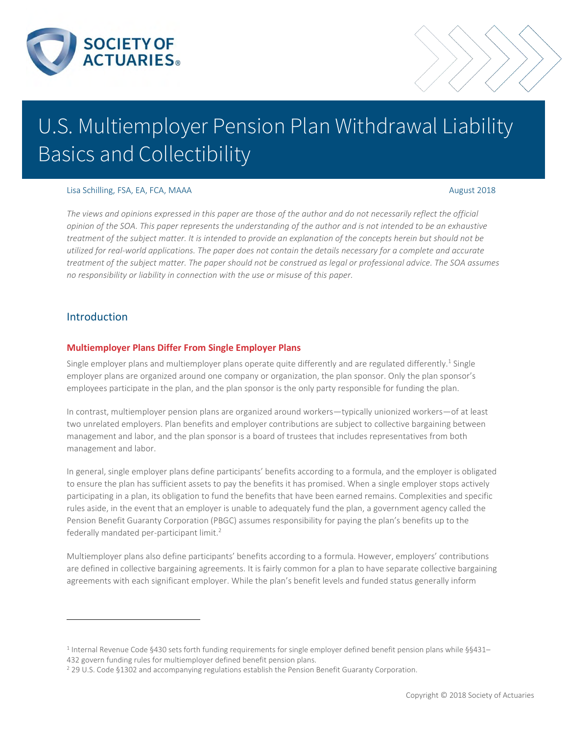# U.S. Multiemployer Pension Plan Withdrawal Liability Basics and Collectibility

Lisa Schilling, FSA, EA, FCA, MAAA

August 2018

*The views and opinions expressed in this paper are those of the author and do not necessarily reflect the official opinion of the SOA. This paper represents the understanding of the author and is not intended to be an exhaustive treatment of the subject matter. It is intended to provide an explanation of the concepts herein but should not be utilized for real-world applications. The paper does not contain the details necessary for a complete and accurate treatment of the subject matter. The paper should not be construed as legal or professional advice. The SOA assumes no responsibility or liability in connection with the use or misuse of this paper.*

## Introduction

### Multiemployer Plans Differ From Single Employer Plans

Single employer plans and multiemployer plans operate quite differently and are regulated differently.[1] Single employer plans are organized around one company or organization, the plan sponsor. Only the plan sponsor's employees participate in the plan, and the plan sponsor is the only party responsible for funding the plan.

In contrast, multiemployer pension plans are organized around workers—typically unionized workers—of at least two unrelated employers. Plan benefits and employer contributions are subject to collective bargaining between management and labor, and the plan sponsor is a board of trustees that includes representatives from both management and labor.

In general, single employer plans define participants' benefits according to a formula, and the employer is obligated to ensure the plan has sufficient assets to pay the benefits it has promised. When a single employer stops actively participating in a plan, its obligation to fund the benefits that have been earned remains. Complexities and specific rules aside, in the event that an employer is unable to adequately fund the plan, a government agency called the Pension Benefit Guaranty Corporation (PBGC) assumes responsibility for paying the plan's benefits up to the federally mandated per-participant limit.[2]

Multiemployer plans also define participants' benefits according to a formula. However, employers' contributions are defined in collective bargaining agreements. It is fairly common for a plan to have separate collective bargaining agreements with each significant employer. While the plan's benefit levels and funded status generally inform

---

[1] Internal Revenue Code §430 sets forth funding requirements for single employer defined benefit pension plans while §§431–432 govern funding rules for multiemployer defined benefit pension plans.

[2] 29 U.S. Code §1302 and accompanying regulations establish the Pension Benefit Guaranty Corporation.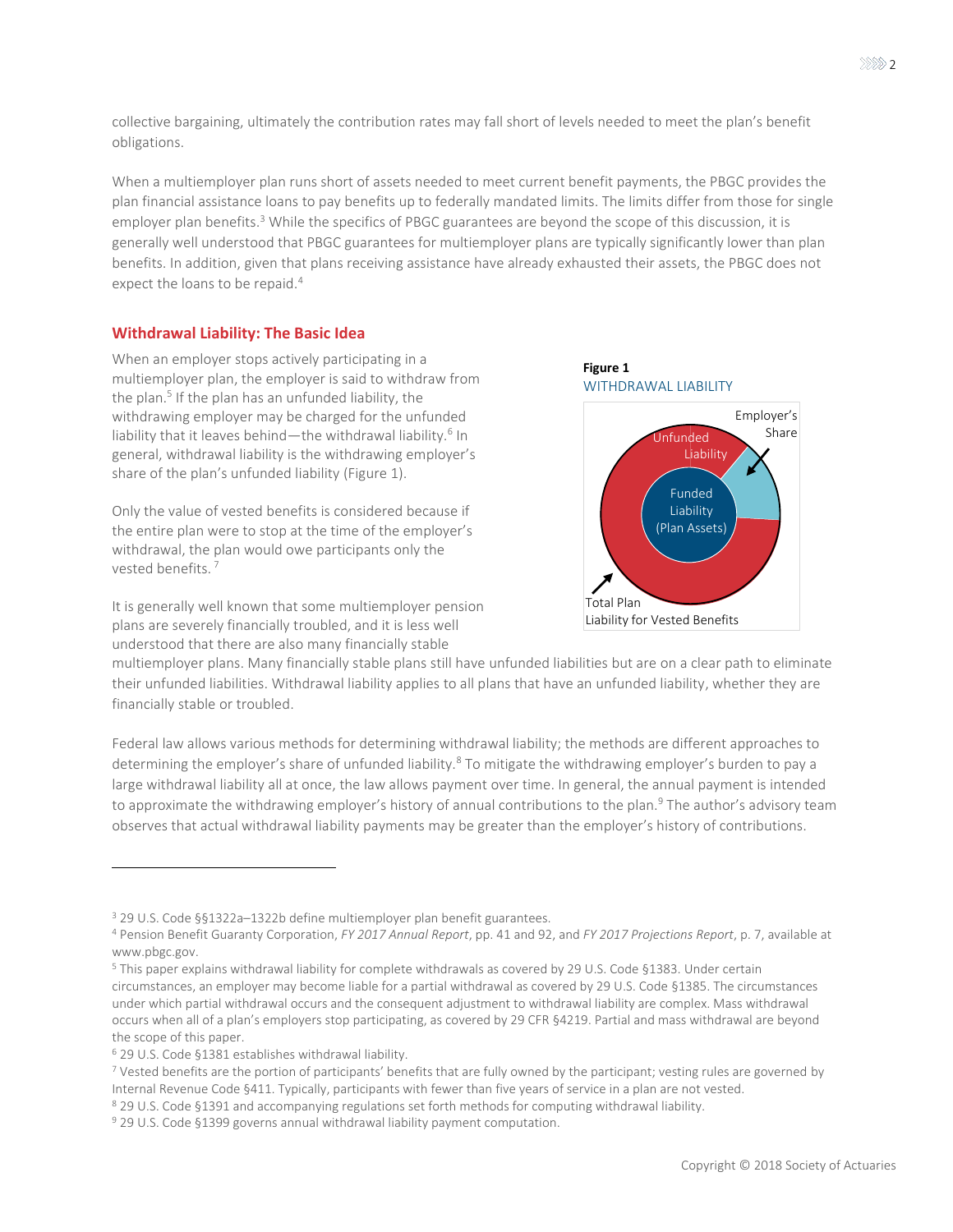collective bargaining, ultimately the contribution rates may fall short of levels needed to meet the plan's benefit obligations.

When a multiemployer plan runs short of assets needed to meet current benefit payments, the PBGC provides the plan financial assistance loans to pay benefits up to federally mandated limits. The limits differ from those for single employer plan benefits.[3] While the specifics of PBGC guarantees are beyond the scope of this discussion, it is generally well understood that PBGC guarantees for multiemployer plans are typically significantly lower than plan benefits. In addition, given that plans receiving assistance have already exhausted their assets, the PBGC does not expect the loans to be repaid.[4]

## Withdrawal Liability: The Basic Idea

When an employer stops actively participating in a multiemployer plan, the employer is said to withdraw from the plan.[5] If the plan has an unfunded liability, the withdrawing employer may be charged for the unfunded liability that it leaves behind—the withdrawal liability.[6] In general, withdrawal liability is the withdrawing employer's share of the plan's unfunded liability (Figure 1).

**Figure 1**
WITHDRAWAL LIABILITY

Figure labels: Employer's Share; Unfunded Liability; Funded Liability (Plan Assets); Total Plan Liability for Vested Benefits

Only the value of vested benefits is considered because if the entire plan were to stop at the time of the employer's withdrawal, the plan would owe participants only the vested benefits.[7]

It is generally well known that some multiemployer pension plans are severely financially troubled, and it is less well understood that there are also many financially stable multiemployer plans. Many financially stable plans still have unfunded liabilities but are on a clear path to eliminate their unfunded liabilities. Withdrawal liability applies to all plans that have an unfunded liability, whether they are financially stable or troubled.

Federal law allows various methods for determining withdrawal liability; the methods are different approaches to determining the employer's share of unfunded liability.[8] To mitigate the withdrawing employer's burden to pay a large withdrawal liability all at once, the law allows payment over time. In general, the annual payment is intended to approximate the withdrawing employer's history of annual contributions to the plan.[9] The author's advisory team observes that actual withdrawal liability payments may be greater than the employer's history of contributions.

---

[3] 29 U.S. Code §§1322a–1322b define multiemployer plan benefit guarantees.

[4] Pension Benefit Guaranty Corporation, *FY 2017 Annual Report*, pp. 41 and 92, and *FY 2017 Projections Report*, p. 7, available at www.pbgc.gov.

[5] This paper explains withdrawal liability for complete withdrawals as covered by 29 U.S. Code §1383. Under certain circumstances, an employer may become liable for a partial withdrawal as covered by 29 U.S. Code §1385. The circumstances under which partial withdrawal occurs and the consequent adjustment to withdrawal liability are complex. Mass withdrawal occurs when all of a plan's employers stop participating, as covered by 29 CFR §4219. Partial and mass withdrawal are beyond the scope of this paper.

[6] 29 U.S. Code §1381 establishes withdrawal liability.

[7] Vested benefits are the portion of participants' benefits that are fully owned by the participant; vesting rules are governed by Internal Revenue Code §411. Typically, participants with fewer than five years of service in a plan are not vested.

[8] 29 U.S. Code §1391 and accompanying regulations set forth methods for computing withdrawal liability.

[9] 29 U.S. Code §1399 governs annual withdrawal liability payment computation.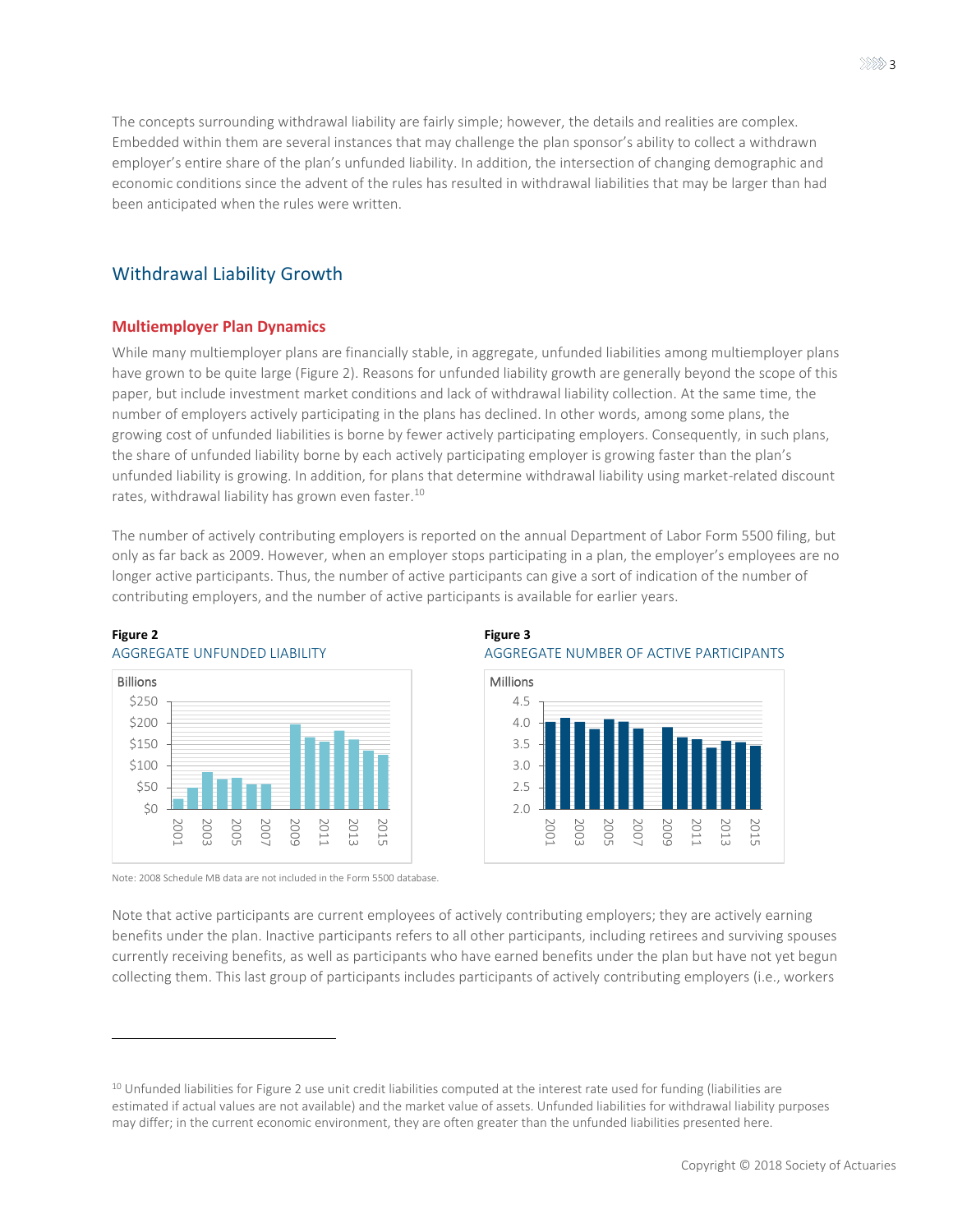The concepts surrounding withdrawal liability are fairly simple; however, the details and realities are complex. Embedded within them are several instances that may challenge the plan sponsor's ability to collect a withdrawn employer's entire share of the plan's unfunded liability. In addition, the intersection of changing demographic and economic conditions since the advent of the rules has resulted in withdrawal liabilities that may be larger than had been anticipated when the rules were written.

## Withdrawal Liability Growth

### Multiemployer Plan Dynamics

While many multiemployer plans are financially stable, in aggregate, unfunded liabilities among multiemployer plans have grown to be quite large (Figure 2). Reasons for unfunded liability growth are generally beyond the scope of this paper, but include investment market conditions and lack of withdrawal liability collection. At the same time, the number of employers actively participating in the plans has declined. In other words, among some plans, the growing cost of unfunded liabilities is borne by fewer actively participating employers. Consequently, in such plans, the share of unfunded liability borne by each actively participating employer is growing faster than the plan's unfunded liability is growing. In addition, for plans that determine withdrawal liability using market-related discount rates, withdrawal liability has grown even faster.[10]

The number of actively contributing employers is reported on the annual Department of Labor Form 5500 filing, but only as far back as 2009. However, when an employer stops participating in a plan, the employer's employees are no longer active participants. Thus, the number of active participants can give a sort of indication of the number of contributing employers, and the number of active participants is available for earlier years.

**Figure 2**
AGGREGATE UNFUNDED LIABILITY

**Figure 3**
AGGREGATE NUMBER OF ACTIVE PARTICIPANTS

Note: 2008 Schedule MB data are not included in the Form 5500 database.

Note that active participants are current employees of actively contributing employers; they are actively earning benefits under the plan. Inactive participants refers to all other participants, including retirees and surviving spouses currently receiving benefits, as well as participants who have earned benefits under the plan but have not yet begun collecting them. This last group of participants includes participants of actively contributing employers (i.e., workers

[10] Unfunded liabilities for Figure 2 use unit credit liabilities computed at the interest rate used for funding (liabilities are estimated if actual values are not available) and the market value of assets. Unfunded liabilities for withdrawal liability purposes may differ; in the current economic environment, they are often greater than the unfunded liabilities presented here.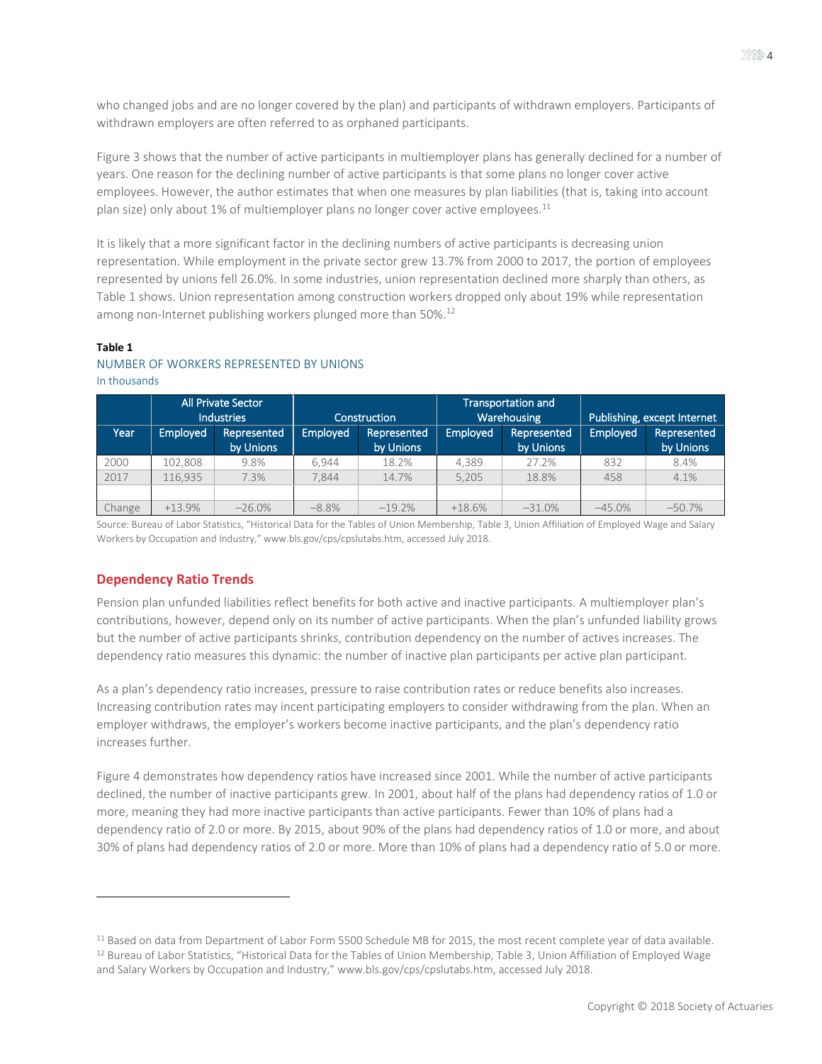who changed jobs and are no longer covered by the plan) and participants of withdrawn employers. Participants of withdrawn employers are often referred to as orphaned participants.

Figure 3 shows that the number of active participants in multiemployer plans has generally declined for a number of years. One reason for the declining number of active participants is that some plans no longer cover active employees. However, the author estimates that when one measures by plan liabilities (that is, taking into account plan size) only about 1% of multiemployer plans no longer cover active employees.[11]

It is likely that a more significant factor in the declining numbers of active participants is decreasing union representation. While employment in the private sector grew 13.7% from 2000 to 2017, the portion of employees represented by unions fell 26.0%. In some industries, union representation declined more sharply than others, as Table 1 shows. Union representation among construction workers dropped only about 19% while representation among non-Internet publishing workers plunged more than 50%.[12]

**Table 1**

NUMBER OF WORKERS REPRESENTED BY UNIONS

In thousands

| | All Private Sector Industries | | Construction | | Transportation and Warehousing | | Publishing, except Internet | |
|---|---|---|---|---|---|---|---|---|
| Year | Employed | Represented by Unions | Employed | Represented by Unions | Employed | Represented by Unions | Employed | Represented by Unions |
| 2000 | 102,808 | 9.8% | 6,944 | 18.2% | 4,389 | 27.2% | 832 | 8.4% |
| 2017 | 116,935 | 7.3% | 7,844 | 14.7% | 5,205 | 18.8% | 458 | 4.1% |
| | | | | | | | | |
| Change | +13.9% | −26.0% | −8.8% | −19.2% | +18.6% | −31.0% | −45.0% | −50.7% |

Source: Bureau of Labor Statistics, "Historical Data for the Tables of Union Membership, Table 3, Union Affiliation of Employed Wage and Salary Workers by Occupation and Industry," www.bls.gov/cps/cpslutabs.htm, accessed July 2018.

## Dependency Ratio Trends

Pension plan unfunded liabilities reflect benefits for both active and inactive participants. A multiemployer plan's contributions, however, depend only on its number of active participants. When the plan's unfunded liability grows but the number of active participants shrinks, contribution dependency on the number of actives increases. The dependency ratio measures this dynamic: the number of inactive plan participants per active plan participant.

As a plan's dependency ratio increases, pressure to raise contribution rates or reduce benefits also increases. Increasing contribution rates may incent participating employers to consider withdrawing from the plan. When an employer withdraws, the employer's workers become inactive participants, and the plan's dependency ratio increases further.

Figure 4 demonstrates how dependency ratios have increased since 2001. While the number of active participants declined, the number of inactive participants grew. In 2001, about half of the plans had dependency ratios of 1.0 or more, meaning they had more inactive participants than active participants. Fewer than 10% of plans had a dependency ratio of 2.0 or more. By 2015, about 90% of the plans had dependency ratios of 1.0 or more, and about 30% of plans had dependency ratios of 2.0 or more. More than 10% of plans had a dependency ratio of 5.0 or more.

---

[11] Based on data from Department of Labor Form 5500 Schedule MB for 2015, the most recent complete year of data available.

[12] Bureau of Labor Statistics, "Historical Data for the Tables of Union Membership, Table 3, Union Affiliation of Employed Wage and Salary Workers by Occupation and Industry," www.bls.gov/cps/cpslutabs.htm, accessed July 2018.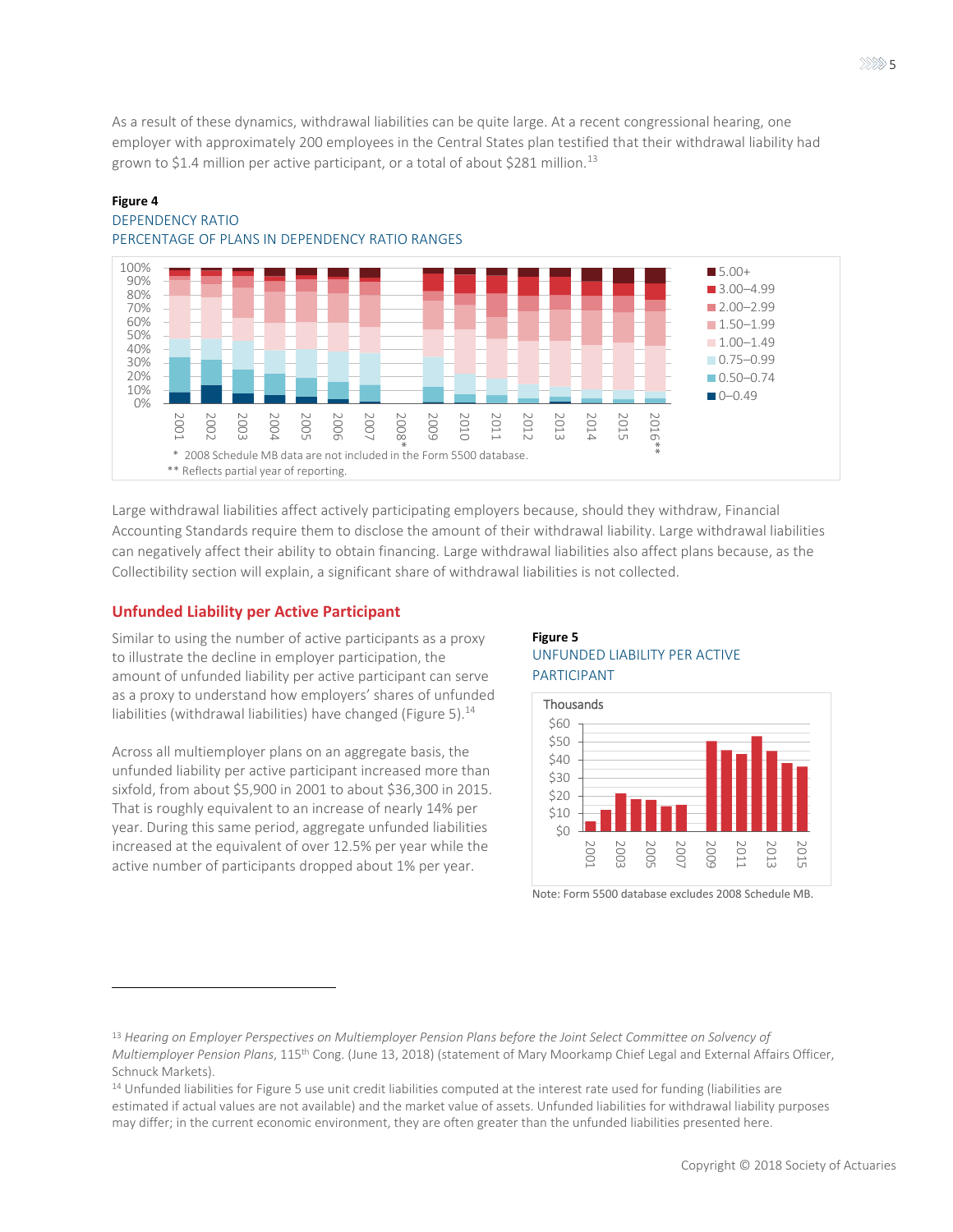As a result of these dynamics, withdrawal liabilities can be quite large. At a recent congressional hearing, one employer with approximately 200 employees in the Central States plan testified that their withdrawal liability had grown to $1.4 million per active participant, or a total of about $281 million.[13]

**Figure 4**

DEPENDENCY RATIO

PERCENTAGE OF PLANS IN DEPENDENCY RATIO RANGES

\* 2008 Schedule MB data are not included in the Form 5500 database.

\** Reflects partial year of reporting.

Large withdrawal liabilities affect actively participating employers because, should they withdraw, Financial Accounting Standards require them to disclose the amount of their withdrawal liability. Large withdrawal liabilities can negatively affect their ability to obtain financing. Large withdrawal liabilities also affect plans because, as the Collectibility section will explain, a significant share of withdrawal liabilities is not collected.

## Unfunded Liability per Active Participant

Similar to using the number of active participants as a proxy to illustrate the decline in employer participation, the amount of unfunded liability per active participant can serve as a proxy to understand how employers' shares of unfunded liabilities (withdrawal liabilities) have changed (Figure 5).[14]

Across all multiemployer plans on an aggregate basis, the unfunded liability per active participant increased more than sixfold, from about $5,900 in 2001 to about $36,300 in 2015. That is roughly equivalent to an increase of nearly 14% per year. During this same period, aggregate unfunded liabilities increased at the equivalent of over 12.5% per year while the active number of participants dropped about 1% per year.

**Figure 5**

UNFUNDED LIABILITY PER ACTIVE PARTICIPANT

Note: Form 5500 database excludes 2008 Schedule MB.

---

[13] *Hearing on Employer Perspectives on Multiemployer Pension Plans before the Joint Select Committee on Solvency of Multiemployer Pension Plans*, 115th Cong. (June 13, 2018) (statement of Mary Moorkamp Chief Legal and External Affairs Officer, Schnuck Markets).

[14] Unfunded liabilities for Figure 5 use unit credit liabilities computed at the interest rate used for funding (liabilities are estimated if actual values are not available) and the market value of assets. Unfunded liabilities for withdrawal liability purposes may differ; in the current economic environment, they are often greater than the unfunded liabilities presented here.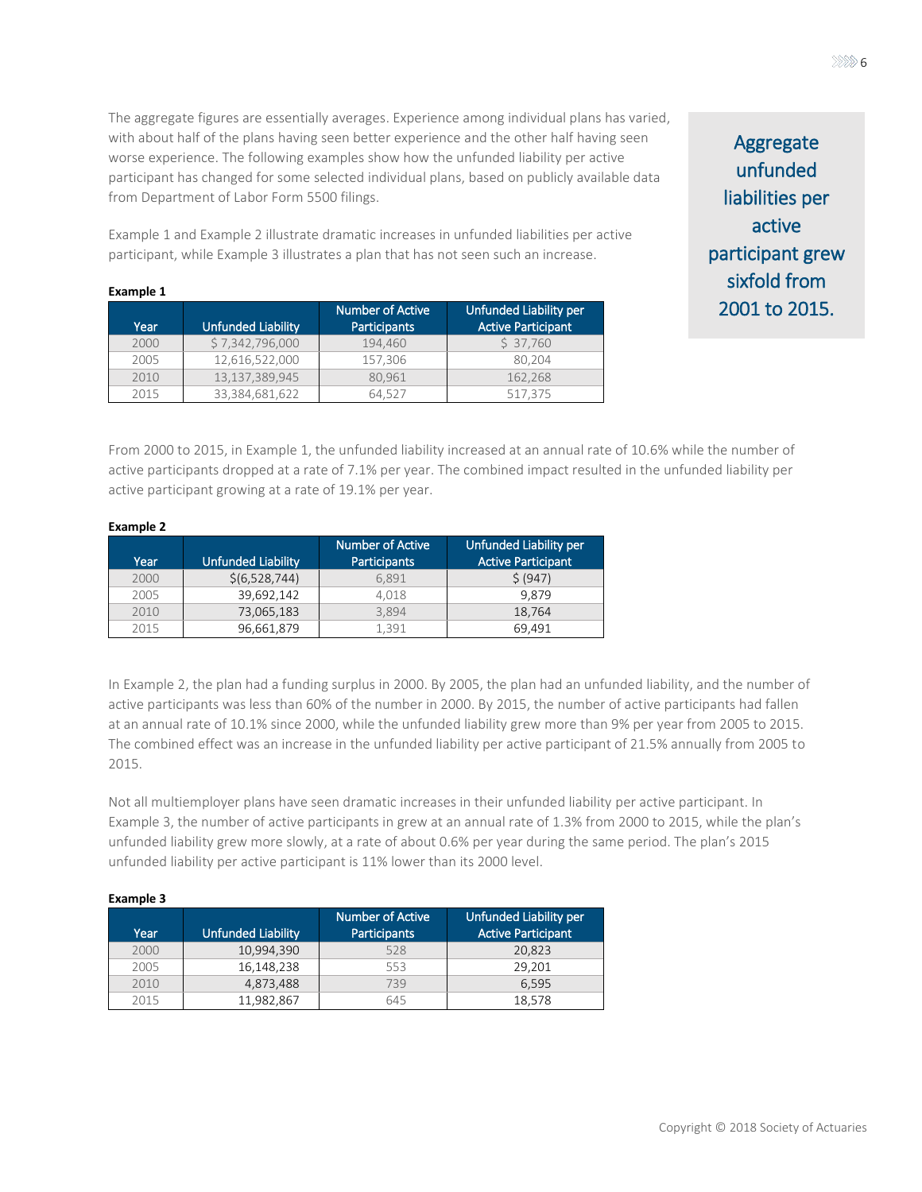The aggregate figures are essentially averages. Experience among individual plans has varied, with about half of the plans having seen better experience and the other half having seen worse experience. The following examples show how the unfunded liability per active participant has changed for some selected individual plans, based on publicly available data from Department of Labor Form 5500 filings.

Example 1 and Example 2 illustrate dramatic increases in unfunded liabilities per active participant, while Example 3 illustrates a plan that has not seen such an increase.

Aggregate unfunded liabilities per active participant grew sixfold from 2001 to 2015.

**Example 1**

| Year | Unfunded Liability | Number of Active Participants | Unfunded Liability per Active Participant |
|---|---|---|---|
| 2000 | $ 7,342,796,000 | 194,460 | $ 37,760 |
| 2005 | 12,616,522,000 | 157,306 | 80,204 |
| 2010 | 13,137,389,945 | 80,961 | 162,268 |
| 2015 | 33,384,681,622 | 64,527 | 517,375 |

From 2000 to 2015, in Example 1, the unfunded liability increased at an annual rate of 10.6% while the number of active participants dropped at a rate of 7.1% per year. The combined impact resulted in the unfunded liability per active participant growing at a rate of 19.1% per year.

**Example 2**

| Year | Unfunded Liability | Number of Active Participants | Unfunded Liability per Active Participant |
|---|---|---|---|
| 2000 | $(6,528,744) | 6,891 | $ (947) |
| 2005 | 39,692,142 | 4,018 | 9,879 |
| 2010 | 73,065,183 | 3,894 | 18,764 |
| 2015 | 96,661,879 | 1,391 | 69,491 |

In Example 2, the plan had a funding surplus in 2000. By 2005, the plan had an unfunded liability, and the number of active participants was less than 60% of the number in 2000. By 2015, the number of active participants had fallen at an annual rate of 10.1% since 2000, while the unfunded liability grew more than 9% per year from 2005 to 2015. The combined effect was an increase in the unfunded liability per active participant of 21.5% annually from 2005 to 2015.

Not all multiemployer plans have seen dramatic increases in their unfunded liability per active participant. In Example 3, the number of active participants in grew at an annual rate of 1.3% from 2000 to 2015, while the plan's unfunded liability grew more slowly, at a rate of about 0.6% per year during the same period. The plan's 2015 unfunded liability per active participant is 11% lower than its 2000 level.

**Example 3**

| Year | Unfunded Liability | Number of Active Participants | Unfunded Liability per Active Participant |
|---|---|---|---|
| 2000 | 10,994,390 | 528 | 20,823 |
| 2005 | 16,148,238 | 553 | 29,201 |
| 2010 | 4,873,488 | 739 | 6,595 |
| 2015 | 11,982,867 | 645 | 18,578 |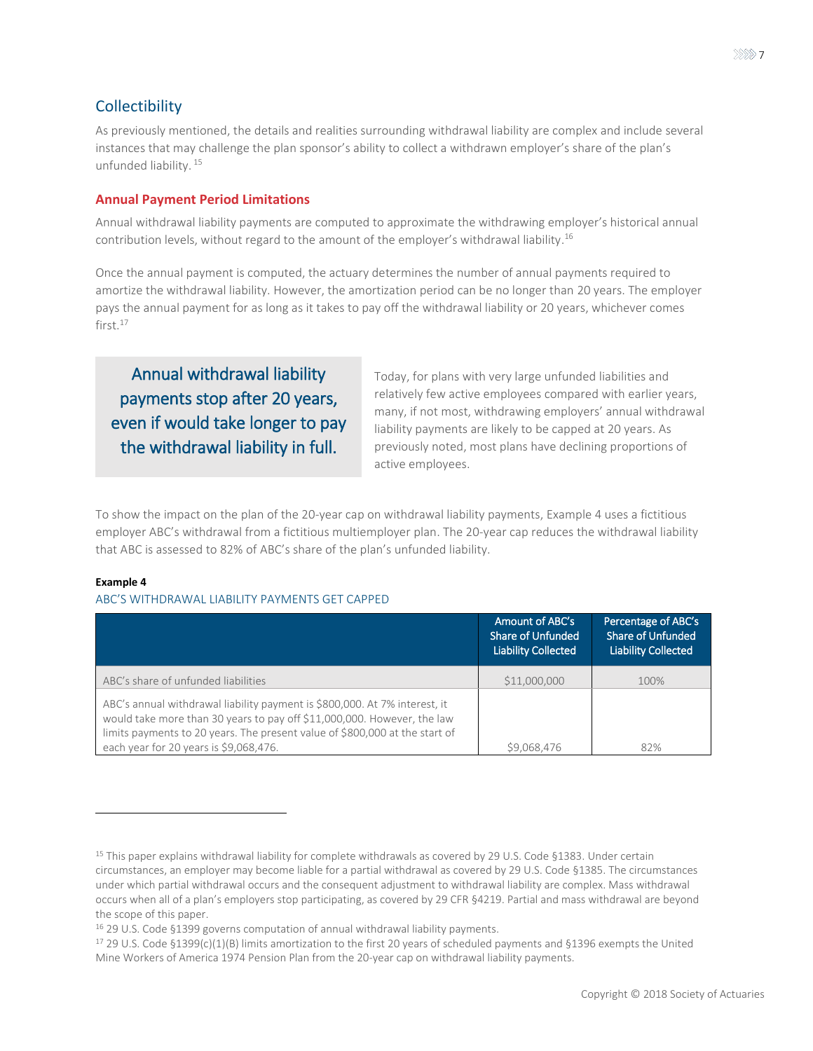## Collectibility

As previously mentioned, the details and realities surrounding withdrawal liability are complex and include several instances that may challenge the plan sponsor's ability to collect a withdrawn employer's share of the plan's unfunded liability.[15]

### Annual Payment Period Limitations

Annual withdrawal liability payments are computed to approximate the withdrawing employer's historical annual contribution levels, without regard to the amount of the employer's withdrawal liability.[16]

Once the annual payment is computed, the actuary determines the number of annual payments required to amortize the withdrawal liability. However, the amortization period can be no longer than 20 years. The employer pays the annual payment for as long as it takes to pay off the withdrawal liability or 20 years, whichever comes first.[17]

> Annual withdrawal liability payments stop after 20 years, even if would take longer to pay the withdrawal liability in full.

Today, for plans with very large unfunded liabilities and relatively few active employees compared with earlier years, many, if not most, withdrawing employers' annual withdrawal liability payments are likely to be capped at 20 years. As previously noted, most plans have declining proportions of active employees.

To show the impact on the plan of the 20-year cap on withdrawal liability payments, Example 4 uses a fictitious employer ABC's withdrawal from a fictitious multiemployer plan. The 20-year cap reduces the withdrawal liability that ABC is assessed to 82% of ABC's share of the plan's unfunded liability.

**Example 4**

ABC'S WITHDRAWAL LIABILITY PAYMENTS GET CAPPED

| | Amount of ABC's Share of Unfunded Liability Collected | Percentage of ABC's Share of Unfunded Liability Collected |
|---|---|---|
| ABC's share of unfunded liabilities | $11,000,000 | 100% |
| ABC's annual withdrawal liability payment is $800,000. At 7% interest, it would take more than 30 years to pay off $11,000,000. However, the law limits payments to 20 years. The present value of $800,000 at the start of each year for 20 years is $9,068,476. | $9,068,476 | 82% |

---

[15] This paper explains withdrawal liability for complete withdrawals as covered by 29 U.S. Code §1383. Under certain circumstances, an employer may become liable for a partial withdrawal as covered by 29 U.S. Code §1385. The circumstances under which partial withdrawal occurs and the consequent adjustment to withdrawal liability are complex. Mass withdrawal occurs when all of a plan's employers stop participating, as covered by 29 CFR §4219. Partial and mass withdrawal are beyond the scope of this paper.

[16] 29 U.S. Code §1399 governs computation of annual withdrawal liability payments.

[17] 29 U.S. Code §1399(c)(1)(B) limits amortization to the first 20 years of scheduled payments and §1396 exempts the United Mine Workers of America 1974 Pension Plan from the 20-year cap on withdrawal liability payments.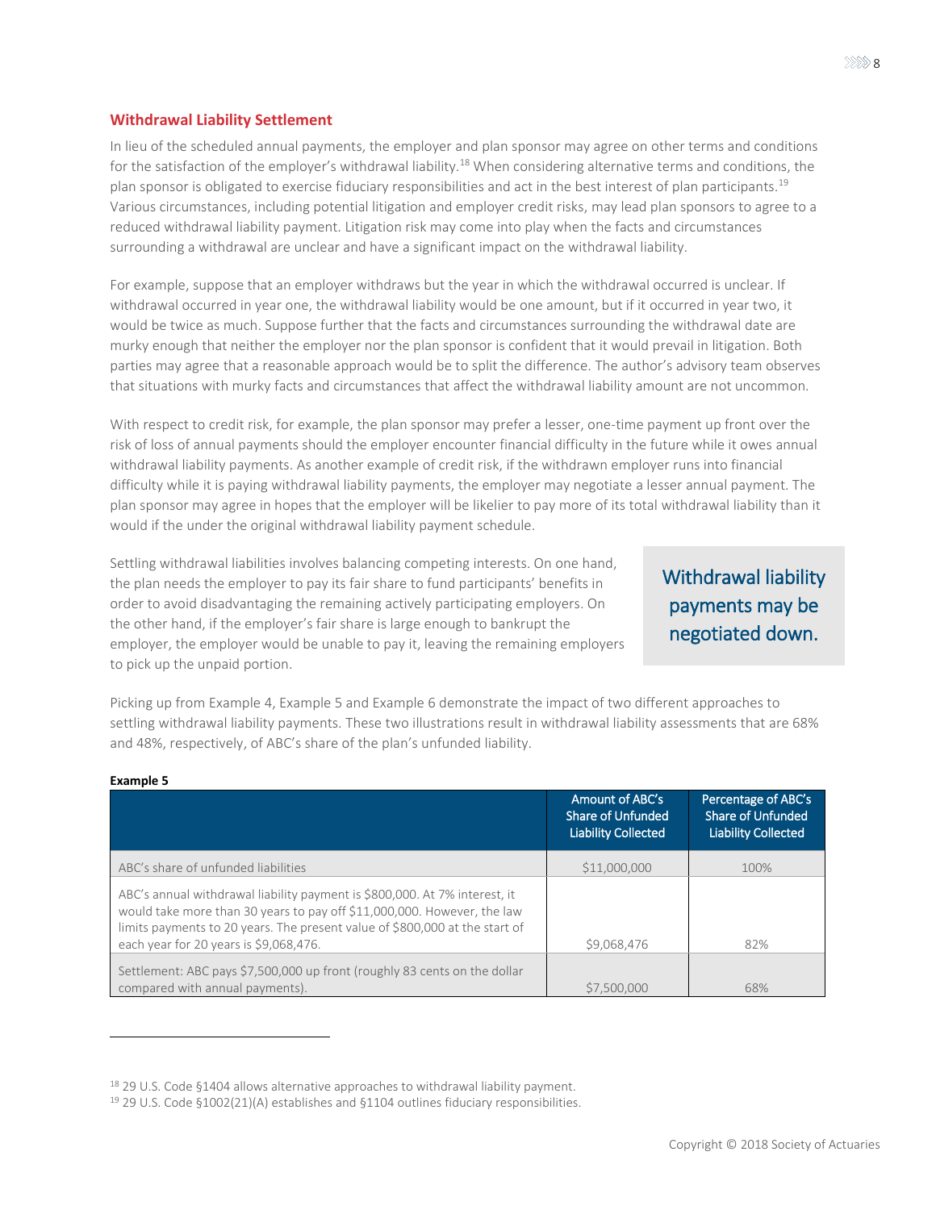## Withdrawal Liability Settlement

In lieu of the scheduled annual payments, the employer and plan sponsor may agree on other terms and conditions for the satisfaction of the employer's withdrawal liability.[18] When considering alternative terms and conditions, the plan sponsor is obligated to exercise fiduciary responsibilities and act in the best interest of plan participants.[19] Various circumstances, including potential litigation and employer credit risks, may lead plan sponsors to agree to a reduced withdrawal liability payment. Litigation risk may come into play when the facts and circumstances surrounding a withdrawal are unclear and have a significant impact on the withdrawal liability.

For example, suppose that an employer withdraws but the year in which the withdrawal occurred is unclear. If withdrawal occurred in year one, the withdrawal liability would be one amount, but if it occurred in year two, it would be twice as much. Suppose further that the facts and circumstances surrounding the withdrawal date are murky enough that neither the employer nor the plan sponsor is confident that it would prevail in litigation. Both parties may agree that a reasonable approach would be to split the difference. The author's advisory team observes that situations with murky facts and circumstances that affect the withdrawal liability amount are not uncommon.

With respect to credit risk, for example, the plan sponsor may prefer a lesser, one-time payment up front over the risk of loss of annual payments should the employer encounter financial difficulty in the future while it owes annual withdrawal liability payments. As another example of credit risk, if the withdrawn employer runs into financial difficulty while it is paying withdrawal liability payments, the employer may negotiate a lesser annual payment. The plan sponsor may agree in hopes that the employer will be likelier to pay more of its total withdrawal liability than it would if the under the original withdrawal liability payment schedule.

Settling withdrawal liabilities involves balancing competing interests. On one hand, the plan needs the employer to pay its fair share to fund participants' benefits in order to avoid disadvantaging the remaining actively participating employers. On the other hand, if the employer's fair share is large enough to bankrupt the employer, the employer would be unable to pay it, leaving the remaining employers to pick up the unpaid portion.

> Withdrawal liability payments may be negotiated down.

Picking up from Example 4, Example 5 and Example 6 demonstrate the impact of two different approaches to settling withdrawal liability payments. These two illustrations result in withdrawal liability assessments that are 68% and 48%, respectively, of ABC's share of the plan's unfunded liability.

**Example 5**

| | Amount of ABC's Share of Unfunded Liability Collected | Percentage of ABC's Share of Unfunded Liability Collected |
|---|---|---|
| ABC's share of unfunded liabilities | $11,000,000 | 100% |
| ABC's annual withdrawal liability payment is $800,000. At 7% interest, it would take more than 30 years to pay off $11,000,000. However, the law limits payments to 20 years. The present value of $800,000 at the start of each year for 20 years is $9,068,476. | $9,068,476 | 82% |
| Settlement: ABC pays $7,500,000 up front (roughly 83 cents on the dollar compared with annual payments). | $7,500,000 | 68% |

[18] 29 U.S. Code §1404 allows alternative approaches to withdrawal liability payment.
[19] 29 U.S. Code §1002(21)(A) establishes and §1104 outlines fiduciary responsibilities.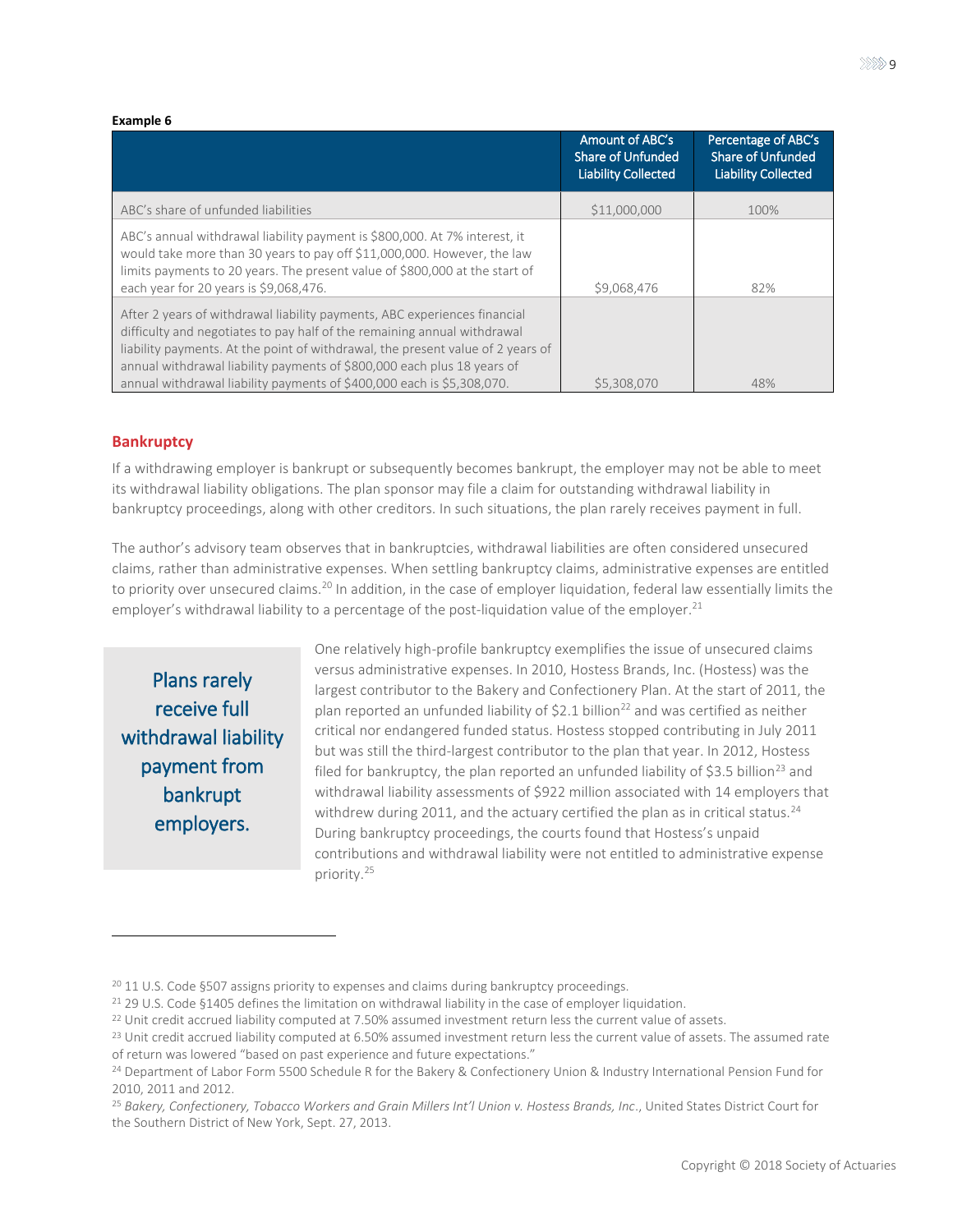**Example 6**

| | Amount of ABC's Share of Unfunded Liability Collected | Percentage of ABC's Share of Unfunded Liability Collected |
|---|---|---|
| ABC's share of unfunded liabilities | \$11,000,000 | 100% |
| ABC's annual withdrawal liability payment is \$800,000. At 7% interest, it would take more than 30 years to pay off \$11,000,000. However, the law limits payments to 20 years. The present value of \$800,000 at the start of each year for 20 years is \$9,068,476. | \$9,068,476 | 82% |
| After 2 years of withdrawal liability payments, ABC experiences financial difficulty and negotiates to pay half of the remaining annual withdrawal liability payments. At the point of withdrawal, the present value of 2 years of annual withdrawal liability payments of \$800,000 each plus 18 years of annual withdrawal liability payments of \$400,000 each is \$5,308,070. | \$5,308,070 | 48% |

## Bankruptcy

If a withdrawing employer is bankrupt or subsequently becomes bankrupt, the employer may not be able to meet its withdrawal liability obligations. The plan sponsor may file a claim for outstanding withdrawal liability in bankruptcy proceedings, along with other creditors. In such situations, the plan rarely receives payment in full.

The author's advisory team observes that in bankruptcies, withdrawal liabilities are often considered unsecured claims, rather than administrative expenses. When settling bankruptcy claims, administrative expenses are entitled to priority over unsecured claims.[20] In addition, in the case of employer liquidation, federal law essentially limits the employer's withdrawal liability to a percentage of the post-liquidation value of the employer.[21]

> Plans rarely receive full withdrawal liability payment from bankrupt employers.

One relatively high-profile bankruptcy exemplifies the issue of unsecured claims versus administrative expenses. In 2010, Hostess Brands, Inc. (Hostess) was the largest contributor to the Bakery and Confectionery Plan. At the start of 2011, the plan reported an unfunded liability of \$2.1 billion[22] and was certified as neither critical nor endangered funded status. Hostess stopped contributing in July 2011 but was still the third-largest contributor to the plan that year. In 2012, Hostess filed for bankruptcy, the plan reported an unfunded liability of \$3.5 billion[23] and withdrawal liability assessments of \$922 million associated with 14 employers that withdrew during 2011, and the actuary certified the plan as in critical status.[24] During bankruptcy proceedings, the courts found that Hostess's unpaid contributions and withdrawal liability were not entitled to administrative expense priority.[25]

---

[20] 11 U.S. Code §507 assigns priority to expenses and claims during bankruptcy proceedings.

[21] 29 U.S. Code §1405 defines the limitation on withdrawal liability in the case of employer liquidation.

[22] Unit credit accrued liability computed at 7.50% assumed investment return less the current value of assets.

[23] Unit credit accrued liability computed at 6.50% assumed investment return less the current value of assets. The assumed rate of return was lowered "based on past experience and future expectations."

[24] Department of Labor Form 5500 Schedule R for the Bakery & Confectionery Union & Industry International Pension Fund for 2010, 2011 and 2012.

[25] *Bakery, Confectionery, Tobacco Workers and Grain Millers Int'l Union v. Hostess Brands, Inc*., United States District Court for the Southern District of New York, Sept. 27, 2013.

Copyright © 2018 Society of Actuaries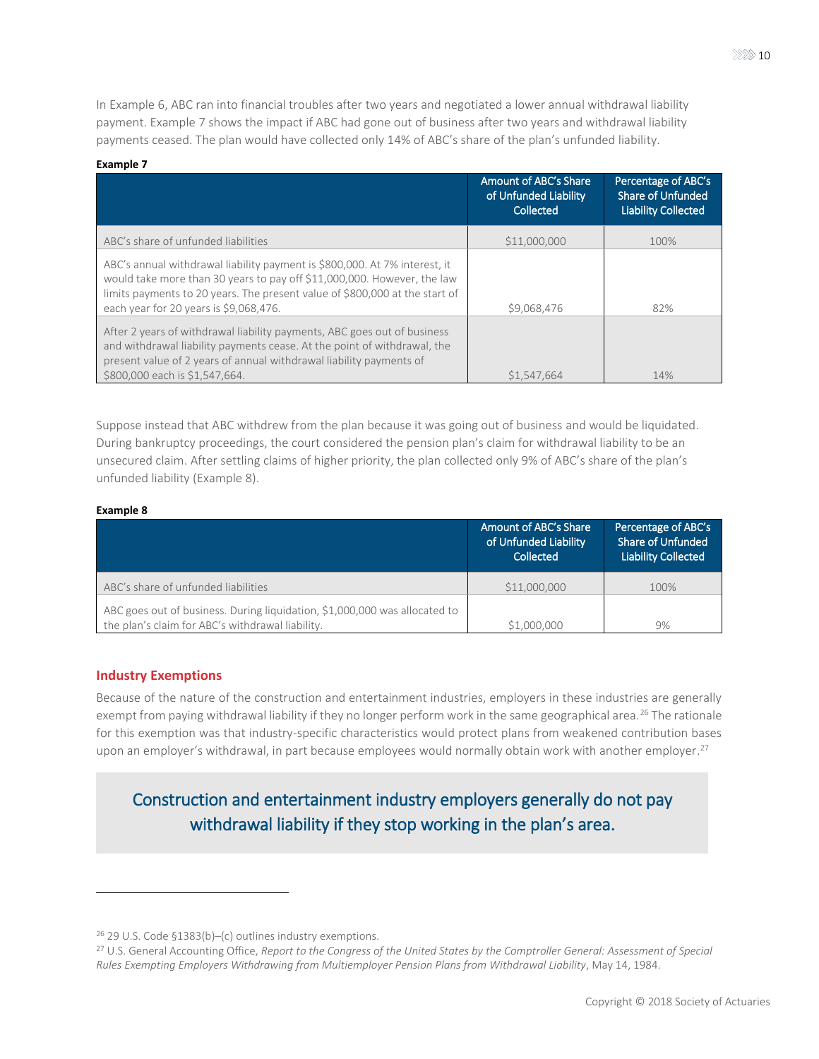In Example 6, ABC ran into financial troubles after two years and negotiated a lower annual withdrawal liability payment. Example 7 shows the impact if ABC had gone out of business after two years and withdrawal liability payments ceased. The plan would have collected only 14% of ABC's share of the plan's unfunded liability.

**Example 7**

| | Amount of ABC's Share of Unfunded Liability Collected | Percentage of ABC's Share of Unfunded Liability Collected |
|---|---|---|
| ABC's share of unfunded liabilities | $11,000,000 | 100% |
| ABC's annual withdrawal liability payment is $800,000. At 7% interest, it would take more than 30 years to pay off $11,000,000. However, the law limits payments to 20 years. The present value of $800,000 at the start of each year for 20 years is $9,068,476. | $9,068,476 | 82% |
| After 2 years of withdrawal liability payments, ABC goes out of business and withdrawal liability payments cease. At the point of withdrawal, the present value of 2 years of annual withdrawal liability payments of $800,000 each is $1,547,664. | $1,547,664 | 14% |

Suppose instead that ABC withdrew from the plan because it was going out of business and would be liquidated. During bankruptcy proceedings, the court considered the pension plan's claim for withdrawal liability to be an unsecured claim. After settling claims of higher priority, the plan collected only 9% of ABC's share of the plan's unfunded liability (Example 8).

**Example 8**

| | Amount of ABC's Share of Unfunded Liability Collected | Percentage of ABC's Share of Unfunded Liability Collected |
|---|---|---|
| ABC's share of unfunded liabilities | $11,000,000 | 100% |
| ABC goes out of business. During liquidation, $1,000,000 was allocated to the plan's claim for ABC's withdrawal liability. | $1,000,000 | 9% |

## Industry Exemptions

Because of the nature of the construction and entertainment industries, employers in these industries are generally exempt from paying withdrawal liability if they no longer perform work in the same geographical area.[26] The rationale for this exemption was that industry-specific characteristics would protect plans from weakened contribution bases upon an employer's withdrawal, in part because employees would normally obtain work with another employer.[27]

> Construction and entertainment industry employers generally do not pay withdrawal liability if they stop working in the plan's area.

[26] 29 U.S. Code §1383(b)–(c) outlines industry exemptions.

[27] U.S. General Accounting Office, *Report to the Congress of the United States by the Comptroller General: Assessment of Special Rules Exempting Employers Withdrawing from Multiemployer Pension Plans from Withdrawal Liability*, May 14, 1984.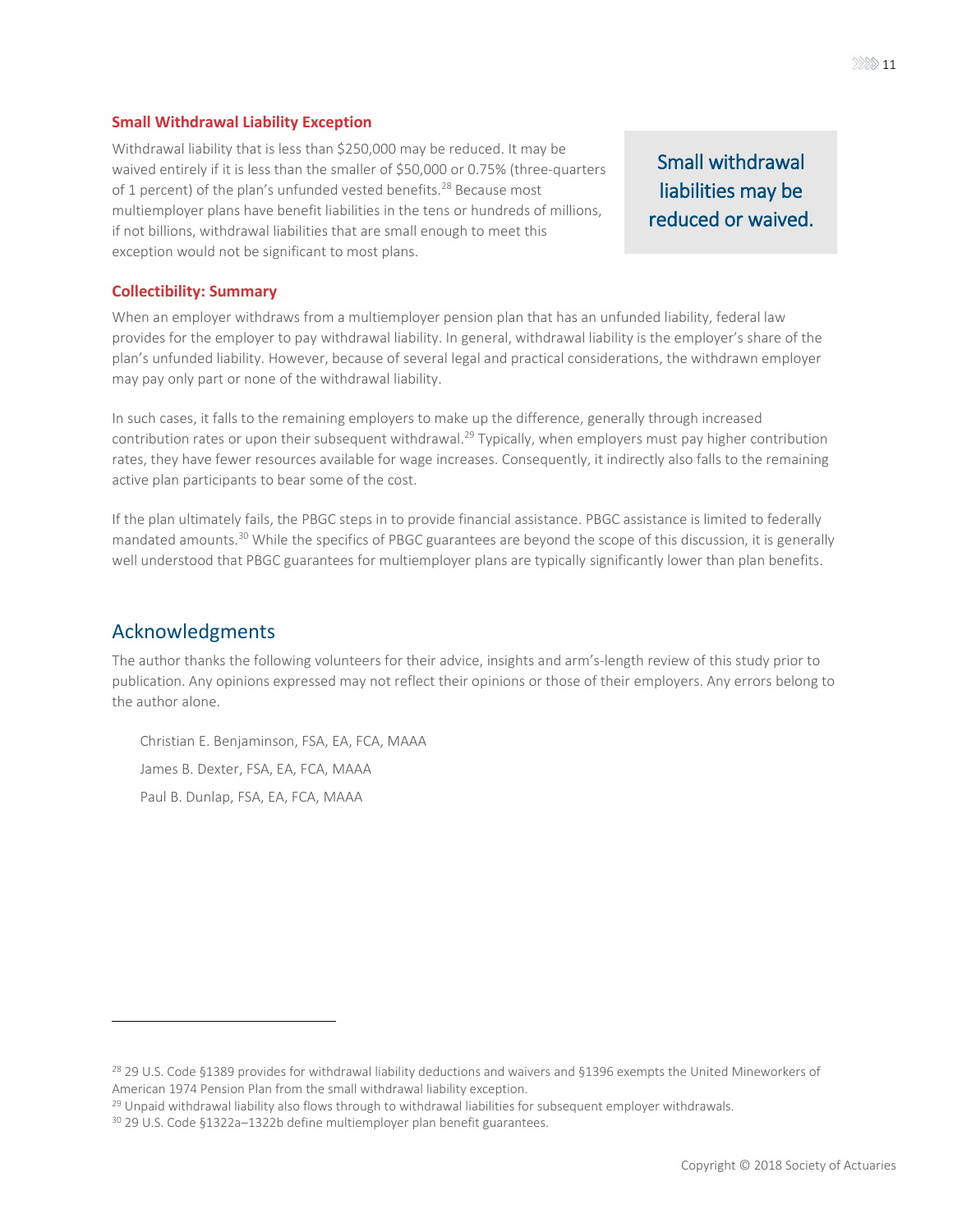### Small Withdrawal Liability Exception

Withdrawal liability that is less than $250,000 may be reduced. It may be waived entirely if it is less than the smaller of $50,000 or 0.75% (three-quarters of 1 percent) of the plan's unfunded vested benefits.[28] Because most multiemployer plans have benefit liabilities in the tens or hundreds of millions, if not billions, withdrawal liabilities that are small enough to meet this exception would not be significant to most plans.

> Small withdrawal liabilities may be reduced or waived.

### Collectibility: Summary

When an employer withdraws from a multiemployer pension plan that has an unfunded liability, federal law provides for the employer to pay withdrawal liability. In general, withdrawal liability is the employer's share of the plan's unfunded liability. However, because of several legal and practical considerations, the withdrawn employer may pay only part or none of the withdrawal liability.

In such cases, it falls to the remaining employers to make up the difference, generally through increased contribution rates or upon their subsequent withdrawal.[29] Typically, when employers must pay higher contribution rates, they have fewer resources available for wage increases. Consequently, it indirectly also falls to the remaining active plan participants to bear some of the cost.

If the plan ultimately fails, the PBGC steps in to provide financial assistance. PBGC assistance is limited to federally mandated amounts.[30] While the specifics of PBGC guarantees are beyond the scope of this discussion, it is generally well understood that PBGC guarantees for multiemployer plans are typically significantly lower than plan benefits.

## Acknowledgments

The author thanks the following volunteers for their advice, insights and arm's-length review of this study prior to publication. Any opinions expressed may not reflect their opinions or those of their employers. Any errors belong to the author alone.

Christian E. Benjaminson, FSA, EA, FCA, MAAA

James B. Dexter, FSA, EA, FCA, MAAA

Paul B. Dunlap, FSA, EA, FCA, MAAA

---

[28] 29 U.S. Code §1389 provides for withdrawal liability deductions and waivers and §1396 exempts the United Mineworkers of American 1974 Pension Plan from the small withdrawal liability exception.

[29] Unpaid withdrawal liability also flows through to withdrawal liabilities for subsequent employer withdrawals.

[30] 29 U.S. Code §1322a–1322b define multiemployer plan benefit guarantees.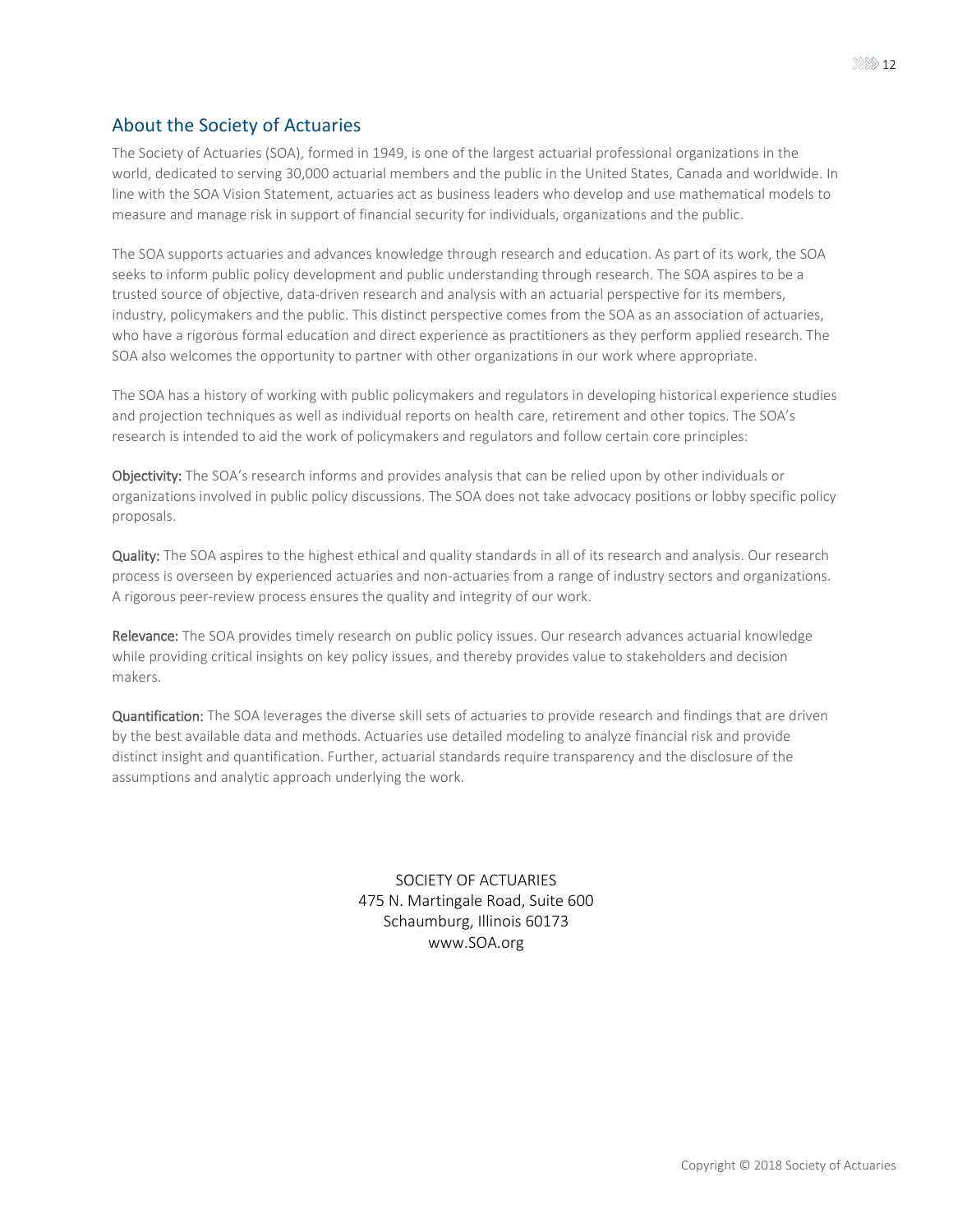## About the Society of Actuaries

The Society of Actuaries (SOA), formed in 1949, is one of the largest actuarial professional organizations in the world, dedicated to serving 30,000 actuarial members and the public in the United States, Canada and worldwide. In line with the SOA Vision Statement, actuaries act as business leaders who develop and use mathematical models to measure and manage risk in support of financial security for individuals, organizations and the public.

The SOA supports actuaries and advances knowledge through research and education. As part of its work, the SOA seeks to inform public policy development and public understanding through research. The SOA aspires to be a trusted source of objective, data-driven research and analysis with an actuarial perspective for its members, industry, policymakers and the public. This distinct perspective comes from the SOA as an association of actuaries, who have a rigorous formal education and direct experience as practitioners as they perform applied research. The SOA also welcomes the opportunity to partner with other organizations in our work where appropriate.

The SOA has a history of working with public policymakers and regulators in developing historical experience studies and projection techniques as well as individual reports on health care, retirement and other topics. The SOA's research is intended to aid the work of policymakers and regulators and follow certain core principles:

**Objectivity:** The SOA's research informs and provides analysis that can be relied upon by other individuals or organizations involved in public policy discussions. The SOA does not take advocacy positions or lobby specific policy proposals.

**Quality:** The SOA aspires to the highest ethical and quality standards in all of its research and analysis. Our research process is overseen by experienced actuaries and non-actuaries from a range of industry sectors and organizations. A rigorous peer-review process ensures the quality and integrity of our work.

**Relevance:** The SOA provides timely research on public policy issues. Our research advances actuarial knowledge while providing critical insights on key policy issues, and thereby provides value to stakeholders and decision makers.

**Quantification:** The SOA leverages the diverse skill sets of actuaries to provide research and findings that are driven by the best available data and methods. Actuaries use detailed modeling to analyze financial risk and provide distinct insight and quantification. Further, actuarial standards require transparency and the disclosure of the assumptions and analytic approach underlying the work.

SOCIETY OF ACTUARIES
475 N. Martingale Road, Suite 600
Schaumburg, Illinois 60173
www.SOA.org